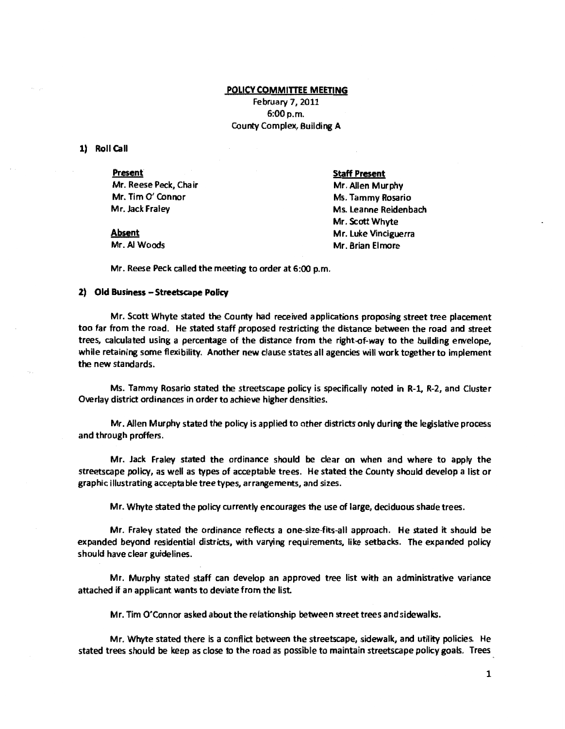**POLICY COMMITTEE MEETING**

February 7, 2011
6:00 p.m.
County Complex, Building A

**1) Roll Call**

**Present**
Mr. Reese Peck, Chair
Mr. Tim O' Connor
Mr. Jack Fraley

**Absent**
Mr. Al Woods

**Staff Present**
Mr. Allen Murphy
Ms. Tammy Rosario
Ms. Leanne Reidenbach
Mr. Scott Whyte
Mr. Luke Vinciguerra
Mr. Brian Elmore

Mr. Reese Peck called the meeting to order at 6:00 p.m.

**2) Old Business – Streetscape Policy**

Mr. Scott Whyte stated the County had received applications proposing street tree placement too far from the road. He stated staff proposed restricting the distance between the road and street trees, calculated using a percentage of the distance from the right-of-way to the building envelope, while retaining some flexibility. Another new clause states all agencies will work together to implement the new standards.

Ms. Tammy Rosario stated the streetscape policy is specifically noted in R-1, R-2, and Cluster Overlay district ordinances in order to achieve higher densities.

Mr. Allen Murphy stated the policy is applied to other districts only during the legislative process and through proffers.

Mr. Jack Fraley stated the ordinance should be clear on when and where to apply the streetscape policy, as well as types of acceptable trees. He stated the County should develop a list or graphic illustrating acceptable tree types, arrangements, and sizes.

Mr. Whyte stated the policy currently encourages the use of large, deciduous shade trees.

Mr. Fraley stated the ordinance reflects a one-size-fits-all approach. He stated it should be expanded beyond residential districts, with varying requirements, like setbacks. The expanded policy should have clear guidelines.

Mr. Murphy stated staff can develop an approved tree list with an administrative variance attached if an applicant wants to deviate from the list.

Mr. Tim O'Connor asked about the relationship between street trees and sidewalks.

Mr. Whyte stated there is a conflict between the streetscape, sidewalk, and utility policies. He stated trees should be keep as close to the road as possible to maintain streetscape policy goals. Trees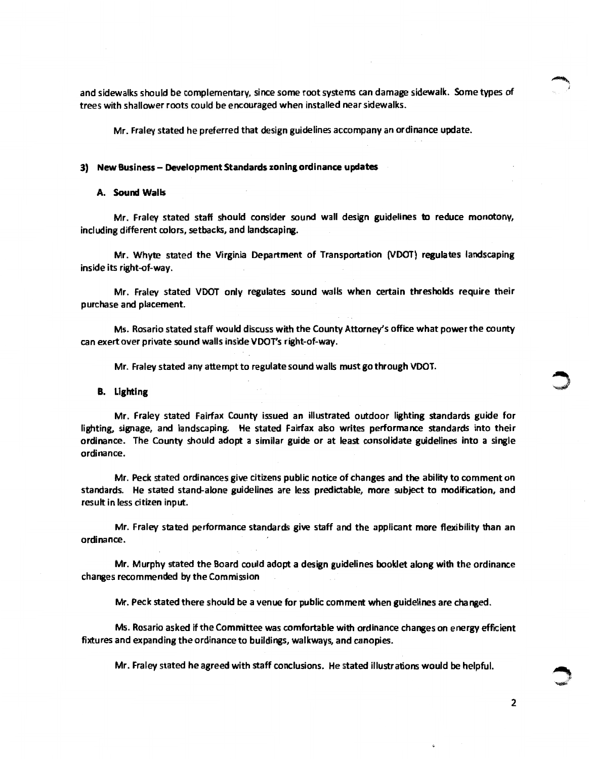and sidewalks should be complementary, since some root systems can damage sidewalk. Some types of trees with shallower roots could be encouraged when installed near sidewalks.

Mr. Fraley stated he preferred that design guidelines accompany an ordinance update.

### 3) New Business – Development Standards zoning ordinance updates

#### A. Sound Walls

Mr. Fraley stated staff should consider sound wall design guidelines to reduce monotony, including different colors, setbacks, and landscaping.

Mr. Whyte stated the Virginia Department of Transportation (VDOT) regulates landscaping inside its right-of-way.

Mr. Fraley stated VDOT only regulates sound walls when certain thresholds require their purchase and placement.

Ms. Rosario stated staff would discuss with the County Attorney's office what power the county can exert over private sound walls inside VDOT's right-of-way.

Mr. Fraley stated any attempt to regulate sound walls must go through VDOT.

#### B. Lighting

Mr. Fraley stated Fairfax County issued an illustrated outdoor lighting standards guide for lighting, signage, and landscaping. He stated Fairfax also writes performance standards into their ordinance. The County should adopt a similar guide or at least consolidate guidelines into a single ordinance.

Mr. Peck stated ordinances give citizens public notice of changes and the ability to comment on standards. He stated stand-alone guidelines are less predictable, more subject to modification, and result in less citizen input.

Mr. Fraley stated performance standards give staff and the applicant more flexibility than an ordinance.

Mr. Murphy stated the Board could adopt a design guidelines booklet along with the ordinance changes recommended by the Commission

Mr. Peck stated there should be a venue for public comment when guidelines are changed.

Ms. Rosario asked if the Committee was comfortable with ordinance changes on energy efficient fixtures and expanding the ordinance to buildings, walkways, and canopies.

Mr. Fraley stated he agreed with staff conclusions. He stated illustrations would be helpful.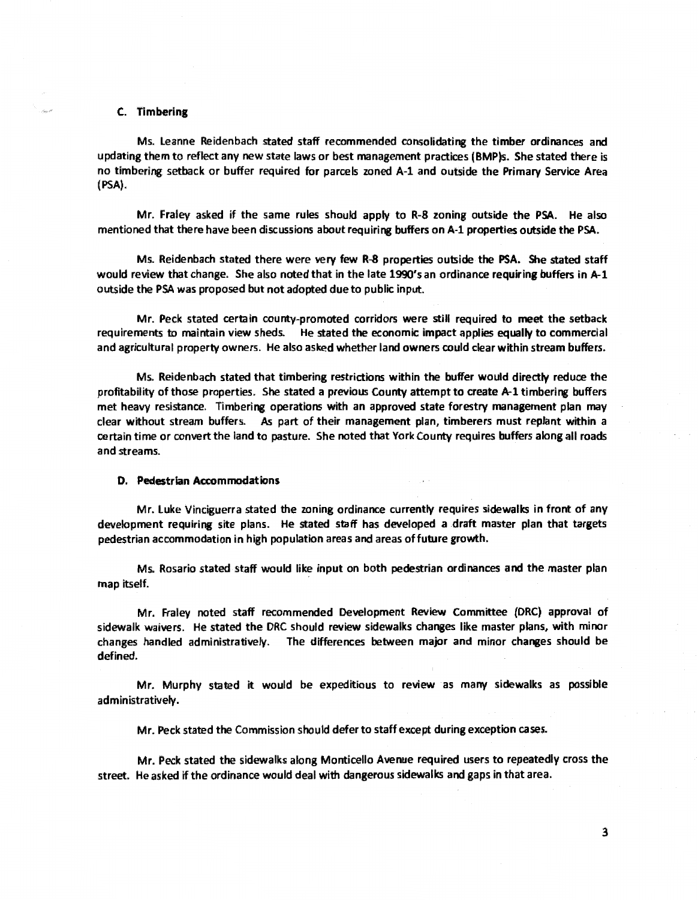### C. Timbering

Ms. Leanne Reidenbach stated staff recommended consolidating the timber ordinances and updating them to reflect any new state laws or best management practices (BMP)s. She stated there is no timbering setback or buffer required for parcels zoned A-1 and outside the Primary Service Area (PSA).

Mr. Fraley asked if the same rules should apply to R-8 zoning outside the PSA. He also mentioned that there have been discussions about requiring buffers on A-1 properties outside the PSA.

Ms. Reidenbach stated there were very few R-8 properties outside the PSA. She stated staff would review that change. She also noted that in the late 1990's an ordinance requiring buffers in A-1 outside the PSA was proposed but not adopted due to public input.

Mr. Peck stated certain county-promoted corridors were still required to meet the setback requirements to maintain view sheds. He stated the economic impact applies equally to commercial and agricultural property owners. He also asked whether land owners could clear within stream buffers.

Ms. Reidenbach stated that timbering restrictions within the buffer would directly reduce the profitability of those properties. She stated a previous County attempt to create A-1 timbering buffers met heavy resistance. Timbering operations with an approved state forestry management plan may clear without stream buffers. As part of their management plan, timberers must replant within a certain time or convert the land to pasture. She noted that York County requires buffers along all roads and streams.

### D. Pedestrian Accommodations

Mr. Luke Vinciguerra stated the zoning ordinance currently requires sidewalks in front of any development requiring site plans. He stated staff has developed a draft master plan that targets pedestrian accommodation in high population areas and areas of future growth.

Ms. Rosario stated staff would like input on both pedestrian ordinances and the master plan map itself.

Mr. Fraley noted staff recommended Development Review Committee (DRC) approval of sidewalk waivers. He stated the DRC should review sidewalks changes like master plans, with minor changes handled administratively. The differences between major and minor changes should be defined.

Mr. Murphy stated it would be expeditious to review as many sidewalks as possible administratively.

Mr. Peck stated the Commission should defer to staff except during exception cases.

Mr. Peck stated the sidewalks along Monticello Avenue required users to repeatedly cross the street. He asked if the ordinance would deal with dangerous sidewalks and gaps in that area.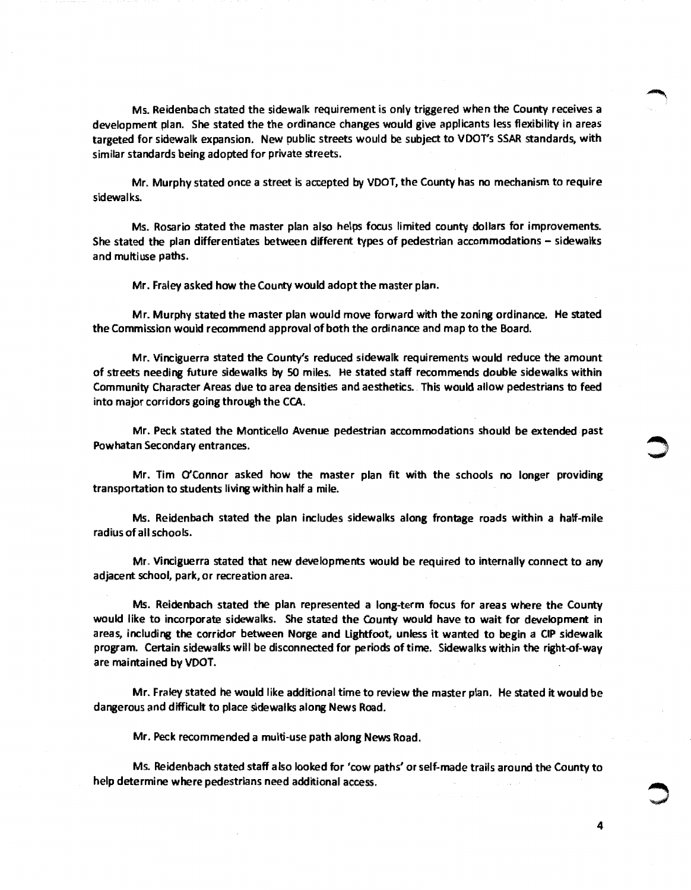Ms. Reidenbach stated the sidewalk requirement is only triggered when the County receives a development plan. She stated the the ordinance changes would give applicants less flexibility in areas targeted for sidewalk expansion. New public streets would be subject to VDOT's SSAR standards, with similar standards being adopted for private streets.

Mr. Murphy stated once a street is accepted by VDOT, the County has no mechanism to require sidewalks.

Ms. Rosario stated the master plan also helps focus limited county dollars for improvements. She stated the plan differentiates between different types of pedestrian accommodations – sidewalks and multiuse paths.

Mr. Fraley asked how the County would adopt the master plan.

Mr. Murphy stated the master plan would move forward with the zoning ordinance. He stated the Commission would recommend approval of both the ordinance and map to the Board.

Mr. Vinciguerra stated the County's reduced sidewalk requirements would reduce the amount of streets needing future sidewalks by 50 miles. He stated staff recommends double sidewalks within Community Character Areas due to area densities and aesthetics. This would allow pedestrians to feed into major corridors going through the CCA.

Mr. Peck stated the Monticello Avenue pedestrian accommodations should be extended past Powhatan Secondary entrances.

Mr. Tim O'Connor asked how the master plan fit with the schools no longer providing transportation to students living within half a mile.

Ms. Reidenbach stated the plan includes sidewalks along frontage roads within a half-mile radius of all schools.

Mr. Vinciguerra stated that new developments would be required to internally connect to any adjacent school, park, or recreation area.

Ms. Reidenbach stated the plan represented a long-term focus for areas where the County would like to incorporate sidewalks. She stated the County would have to wait for development in areas, including the corridor between Norge and Lightfoot, unless it wanted to begin a CIP sidewalk program. Certain sidewalks will be disconnected for periods of time. Sidewalks within the right-of-way are maintained by VDOT.

Mr. Fraley stated he would like additional time to review the master plan. He stated it would be dangerous and difficult to place sidewalks along News Road.

Mr. Peck recommended a multi-use path along News Road.

Ms. Reidenbach stated staff also looked for 'cow paths' or self-made trails around the County to help determine where pedestrians need additional access.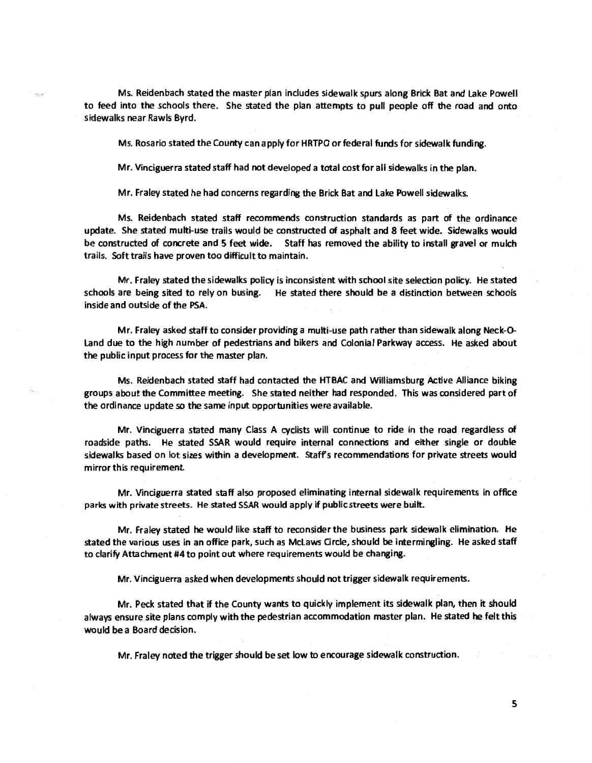Ms. Reidenbach stated the master plan includes sidewalk spurs along Brick Bat and Lake Powell to feed into the schools there. She stated the plan attempts to pull people off the road and onto sidewalks near Rawls Byrd.

Ms. Rosario stated the County can apply for HRTPO or federal funds for sidewalk funding.

Mr. Vinciguerra stated staff had not developed a total cost for all sidewalks in the plan.

Mr. Fraley stated he had concerns regarding the Brick Bat and Lake Powell sidewalks.

Ms. Reidenbach stated staff recommends construction standards as part of the ordinance update. She stated multi-use trails would be constructed of asphalt and 8 feet wide. Sidewalks would be constructed of concrete and 5 feet wide. Staff has removed the ability to install gravel or mulch trails. Soft trails have proven too difficult to maintain.

Mr. Fraley stated the sidewalks policy is inconsistent with school site selection policy. He stated schools are being sited to rely on busing. He stated there should be a distinction between schools inside and outside of the PSA.

Mr. Fraley asked staff to consider providing a multi-use path rather than sidewalk along Neck-O-Land due to the high number of pedestrians and bikers and Colonial Parkway access. He asked about the public input process for the master plan.

Ms. Reidenbach stated staff had contacted the HTBAC and Williamsburg Active Alliance biking groups about the Committee meeting. She stated neither had responded. This was considered part of the ordinance update so the same input opportunities were available.

Mr. Vinciguerra stated many Class A cyclists will continue to ride in the road regardless of roadside paths. He stated SSAR would require internal connections and either single or double sidewalks based on lot sizes within a development. Staff's recommendations for private streets would mirror this requirement.

Mr. Vinciguerra stated staff also proposed eliminating internal sidewalk requirements in office parks with private streets. He stated SSAR would apply if public streets were built.

Mr. Fraley stated he would like staff to reconsider the business park sidewalk elimination. He stated the various uses in an office park, such as McLaws Circle, should be intermingling. He asked staff to clarify Attachment #4 to point out where requirements would be changing.

Mr. Vinciguerra asked when developments should not trigger sidewalk requirements.

Mr. Peck stated that if the County wants to quickly implement its sidewalk plan, then it should always ensure site plans comply with the pedestrian accommodation master plan. He stated he felt this would be a Board decision.

Mr. Fraley noted the trigger should be set low to encourage sidewalk construction.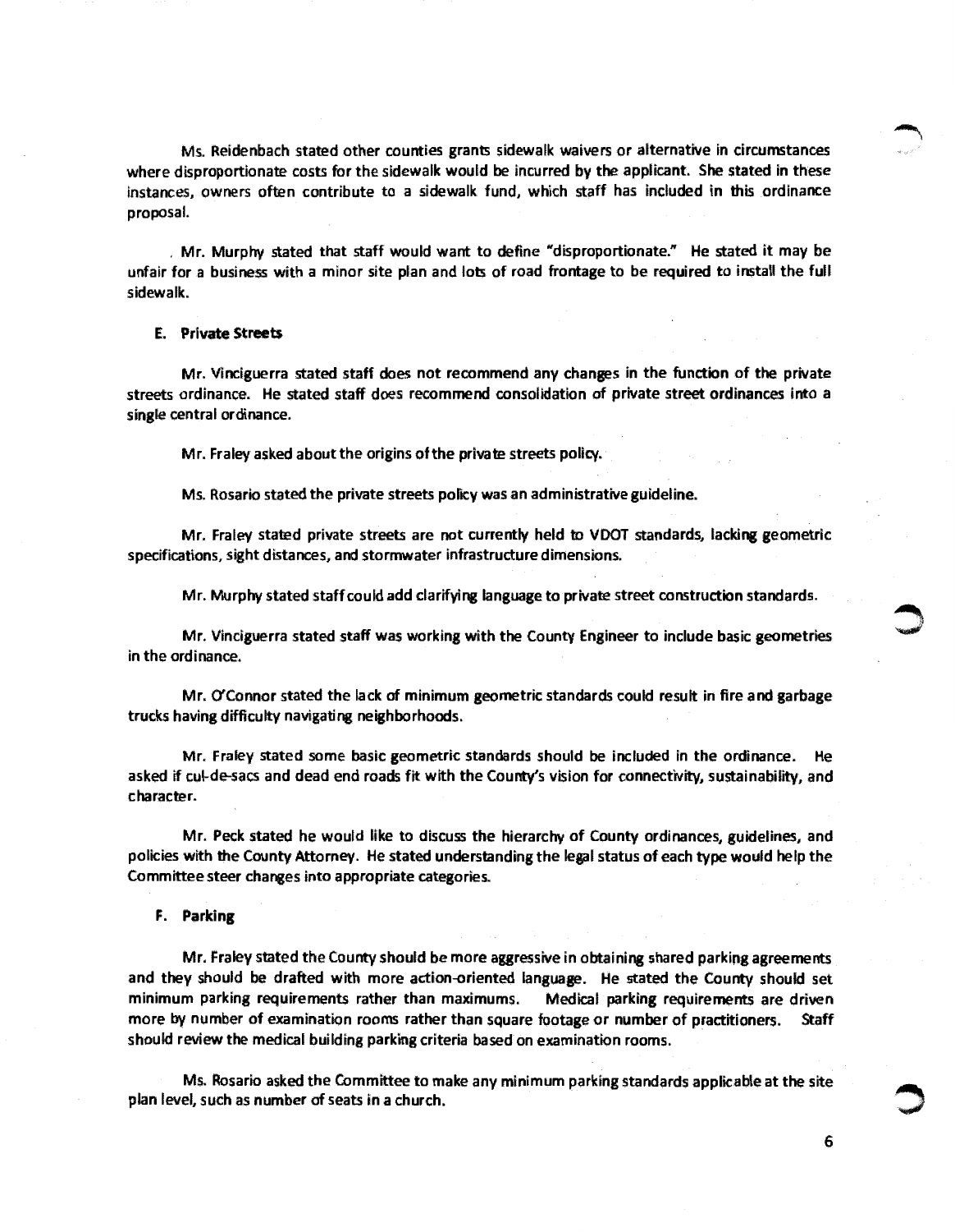Ms. Reidenbach stated other counties grants sidewalk waivers or alternative in circumstances where disproportionate costs for the sidewalk would be incurred by the applicant. She stated in these instances, owners often contribute to a sidewalk fund, which staff has included in this ordinance proposal.

. Mr. Murphy stated that staff would want to define "disproportionate." He stated it may be unfair for a business with a minor site plan and lots of road frontage to be required to install the full sidewalk.

**E. Private Streets**

Mr. Vinciguerra stated staff does not recommend any changes in the function of the private streets ordinance. He stated staff does recommend consolidation of private street ordinances into a single central ordinance.

Mr. Fraley asked about the origins of the private streets policy.

Ms. Rosario stated the private streets policy was an administrative guideline.

Mr. Fraley stated private streets are not currently held to VDOT standards, lacking geometric specifications, sight distances, and stormwater infrastructure dimensions.

Mr. Murphy stated staff could add clarifying language to private street construction standards.

Mr. Vinciguerra stated staff was working with the County Engineer to include basic geometries in the ordinance.

Mr. O'Connor stated the lack of minimum geometric standards could result in fire and garbage trucks having difficulty navigating neighborhoods.

Mr. Fraley stated some basic geometric standards should be included in the ordinance. He asked if cul-de-sacs and dead end roads fit with the County's vision for connectivity, sustainability, and character.

Mr. Peck stated he would like to discuss the hierarchy of County ordinances, guidelines, and policies with the County Attorney. He stated understanding the legal status of each type would help the Committee steer changes into appropriate categories.

**F. Parking**

Mr. Fraley stated the County should be more aggressive in obtaining shared parking agreements and they should be drafted with more action-oriented language. He stated the County should set minimum parking requirements rather than maximums. Medical parking requirements are driven more by number of examination rooms rather than square footage or number of practitioners. Staff should review the medical building parking criteria based on examination rooms.

Ms. Rosario asked the Committee to make any minimum parking standards applicable at the site plan level, such as number of seats in a church.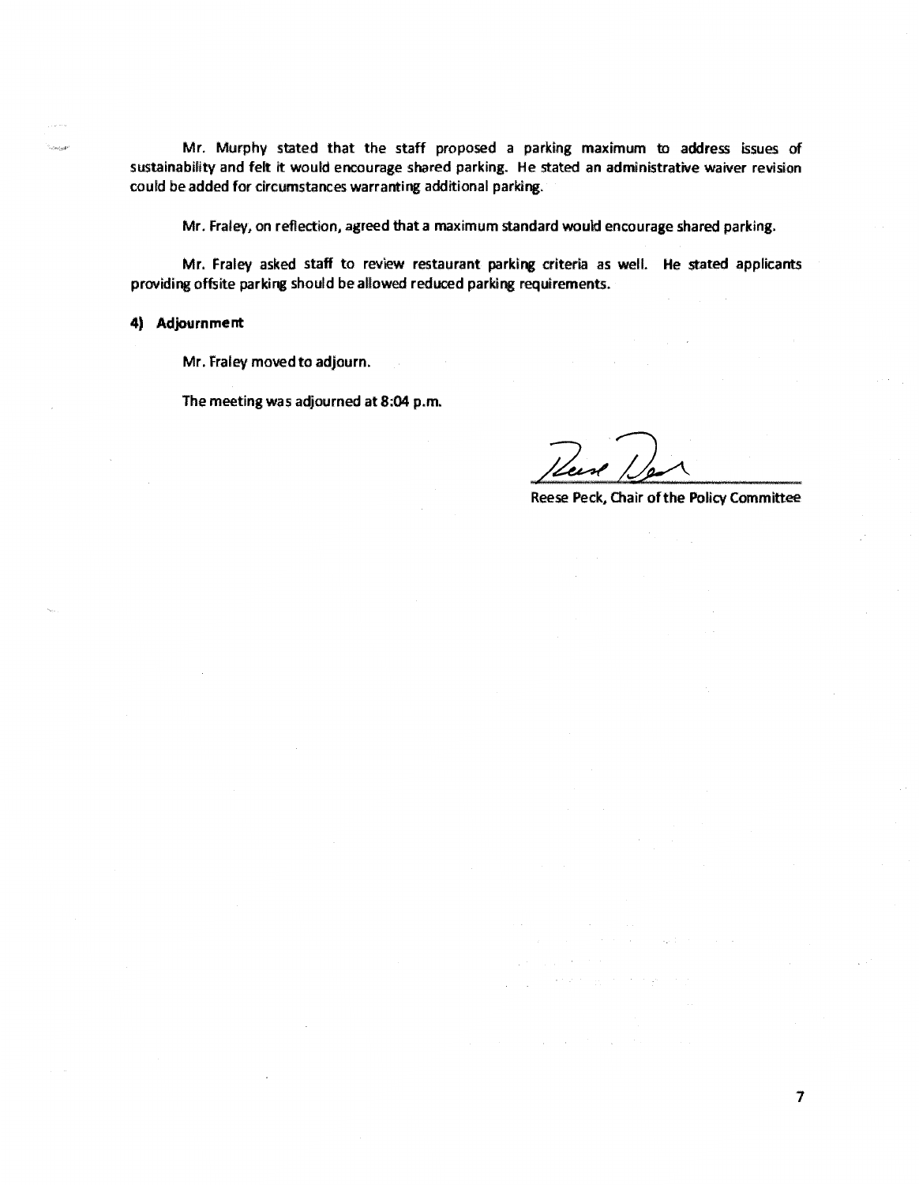Mr. Murphy stated that the staff proposed a parking maximum to address issues of sustainability and felt it would encourage shared parking. He stated an administrative waiver revision could be added for circumstances warranting additional parking.

Mr. Fraley, on reflection, agreed that a maximum standard would encourage shared parking.

Mr. Fraley asked staff to review restaurant parking criteria as well. He stated applicants providing offsite parking should be allowed reduced parking requirements.

**4) Adjournment**

Mr. Fraley moved to adjourn.

The meeting was adjourned at 8:04 p.m.

Reese Peck, Chair of the Policy Committee